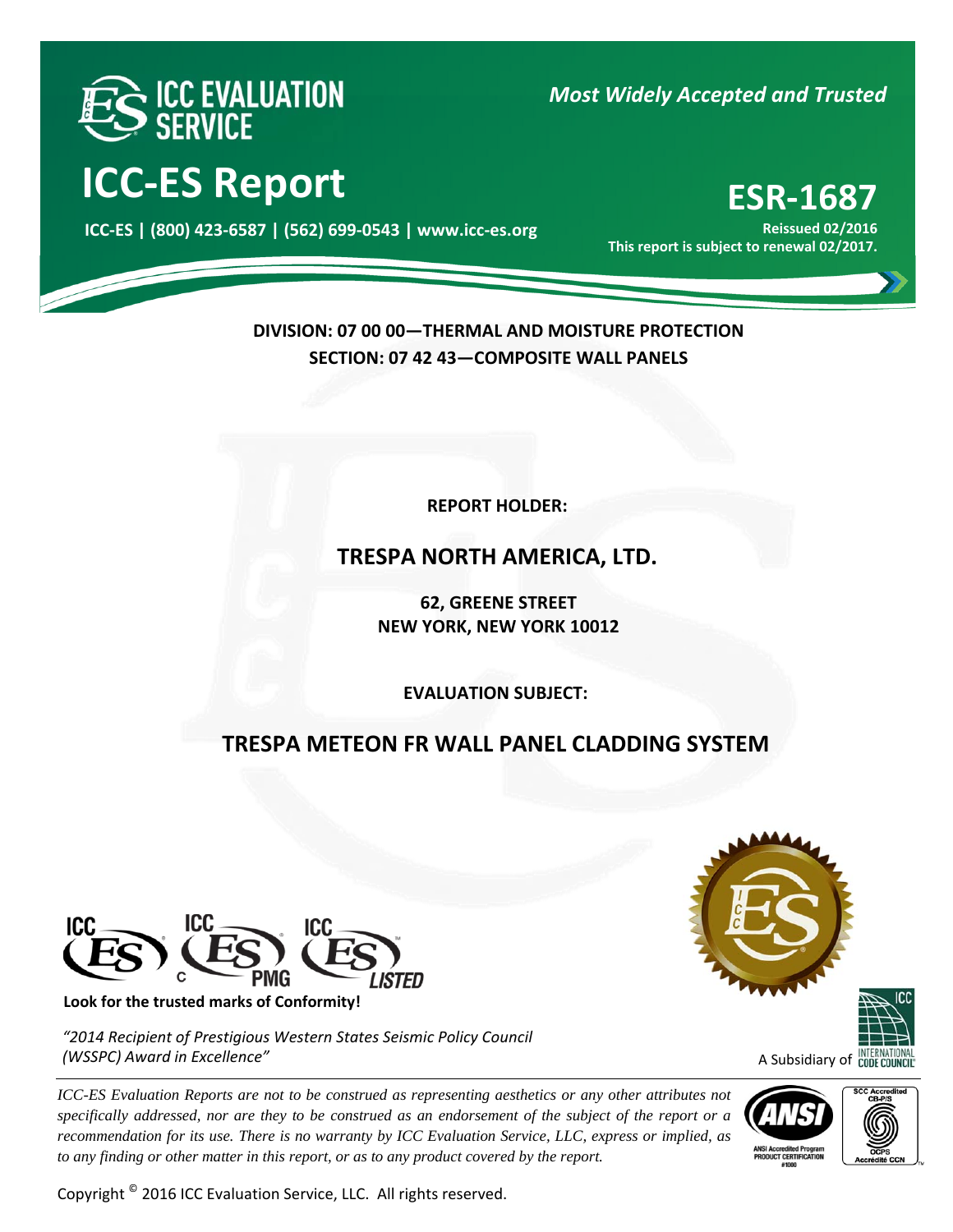# ICC EVALUATION SERVICE

*Most Widely Accepted and Trusted*

# ICC-ES Report

**ICC-ES | (800) 423-6587 | (562) 699-0543 | www.icc-es.org**

# ESR-1687

**Reissued 02/2016**

**This report is subject to renewal 02/2017.**

**DIVISION: 07 00 00—THERMAL AND MOISTURE PROTECTION**

**SECTION: 07 42 43—COMPOSITE WALL PANELS**

**REPORT HOLDER:**

## TRESPA NORTH AMERICA, LTD.

**62, GREENE STREET**
**NEW YORK, NEW YORK 10012**

**EVALUATION SUBJECT:**

## TRESPA METEON FR WALL PANEL CLADDING SYSTEM

**Look for the trusted marks of Conformity!**

*"2014 Recipient of Prestigious Western States Seismic Policy Council (WSSPC) Award in Excellence"*

A Subsidiary of INTERNATIONAL CODE COUNCIL

*ICC-ES Evaluation Reports are not to be construed as representing aesthetics or any other attributes not specifically addressed, nor are they to be construed as an endorsement of the subject of the report or a recommendation for its use. There is no warranty by ICC Evaluation Service, LLC, express or implied, as to any finding or other matter in this report, or as to any product covered by the report.*

Copyright © 2016 ICC Evaluation Service, LLC. All rights reserved.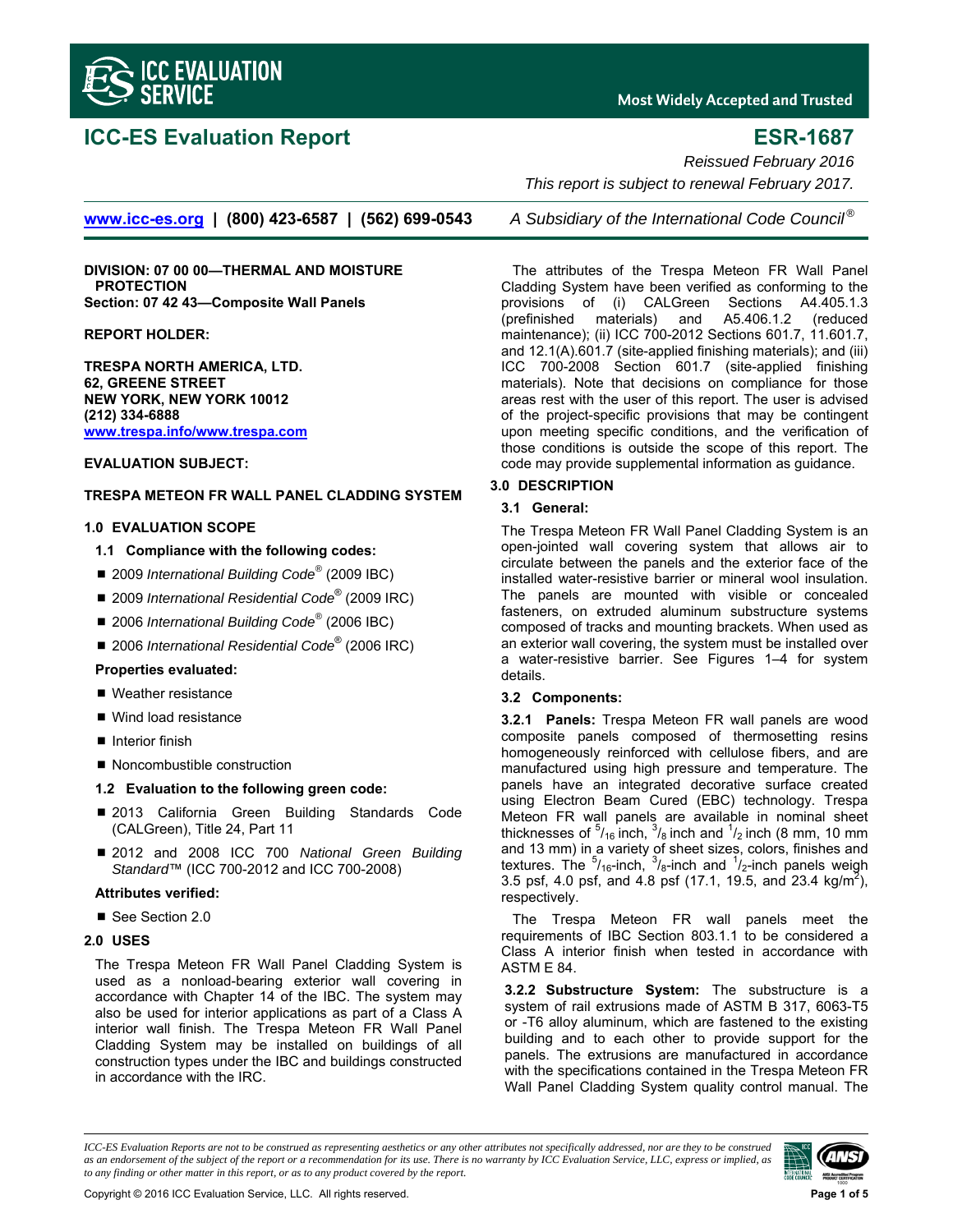# ICC-ES Evaluation Report

# ESR-1687

*Reissued February 2016*

*This report is subject to renewal February 2017.*

www.icc-es.org | (800) 423-6587 | (562) 699-0543 *A Subsidiary of the International Code Council®*

**DIVISION: 07 00 00—THERMAL AND MOISTURE PROTECTION**
**Section: 07 42 43—Composite Wall Panels**

**REPORT HOLDER:**

**TRESPA NORTH AMERICA, LTD.**
**62, GREENE STREET**
**NEW YORK, NEW YORK 10012**
**(212) 334-6888**
**www.trespa.info/www.trespa.com**

**EVALUATION SUBJECT:**

**TRESPA METEON FR WALL PANEL CLADDING SYSTEM**

## 1.0 EVALUATION SCOPE

### 1.1 Compliance with the following codes:

- 2009 *International Building Code®* (2009 IBC)
- 2009 *International Residential Code®* (2009 IRC)
- 2006 *International Building Code®* (2006 IBC)
- 2006 *International Residential Code®* (2006 IRC)

**Properties evaluated:**

- Weather resistance
- Wind load resistance
- Interior finish
- Noncombustible construction

### 1.2 Evaluation to the following green code:

- 2013 California Green Building Standards Code (CALGreen), Title 24, Part 11
- 2012 and 2008 ICC 700 *National Green Building Standard*™ (ICC 700-2012 and ICC 700-2008)

**Attributes verified:**

- See Section 2.0

## 2.0 USES

The Trespa Meteon FR Wall Panel Cladding System is used as a nonload-bearing exterior wall covering in accordance with Chapter 14 of the IBC. The system may also be used for interior applications as part of a Class A interior wall finish. The Trespa Meteon FR Wall Panel Cladding System may be installed on buildings of all construction types under the IBC and buildings constructed in accordance with the IRC.

The attributes of the Trespa Meteon FR Wall Panel Cladding System have been verified as conforming to the provisions of (i) CALGreen Sections A4.405.1.3 (prefinished materials) and A5.406.1.2 (reduced maintenance); (ii) ICC 700-2012 Sections 601.7, 11.601.7, and 12.1(A).601.7 (site-applied finishing materials); and (iii) ICC 700-2008 Section 601.7 (site-applied finishing materials). Note that decisions on compliance for those areas rest with the user of this report. The user is advised of the project-specific provisions that may be contingent upon meeting specific conditions, and the verification of those conditions is outside the scope of this report. The code may provide supplemental information as guidance.

## 3.0 DESCRIPTION

### 3.1 General:

The Trespa Meteon FR Wall Panel Cladding System is an open-jointed wall covering system that allows air to circulate between the panels and the exterior face of the installed water-resistive barrier or mineral wool insulation. The panels are mounted with visible or concealed fasteners, on extruded aluminum substructure systems composed of tracks and mounting brackets. When used as an exterior wall covering, the system must be installed over a water-resistive barrier. See Figures 1–4 for system details.

### 3.2 Components:

**3.2.1 Panels:** Trespa Meteon FR wall panels are wood composite panels composed of thermosetting resins homogeneously reinforced with cellulose fibers, and are manufactured using high pressure and temperature. The panels have an integrated decorative surface created using Electron Beam Cured (EBC) technology. Trespa Meteon FR wall panels are available in nominal sheet thicknesses of $^{5}/_{16}$ inch, $^{3}/_{8}$ inch and $^{1}/_{2}$ inch (8 mm, 10 mm and 13 mm) in a variety of sheet sizes, colors, finishes and textures. The $^{5}/_{16}$-inch, $^{3}/_{8}$-inch and $^{1}/_{2}$-inch panels weigh 3.5 psf, 4.0 psf, and 4.8 psf (17.1, 19.5, and 23.4 kg/m$^2$), respectively.

The Trespa Meteon FR wall panels meet the requirements of IBC Section 803.1.1 to be considered a Class A interior finish when tested in accordance with ASTM E 84.

**3.2.2 Substructure System:** The substructure is a system of rail extrusions made of ASTM B 317, 6063-T5 or -T6 alloy aluminum, which are fastened to the existing building and to each other to provide support for the panels. The extrusions are manufactured in accordance with the specifications contained in the Trespa Meteon FR Wall Panel Cladding System quality control manual. The

*ICC-ES Evaluation Reports are not to be construed as representing aesthetics or any other attributes not specifically addressed, nor are they to be construed as an endorsement of the subject of the report or a recommendation for its use. There is no warranty by ICC Evaluation Service, LLC, express or implied, as to any finding or other matter in this report, or as to any product covered by the report.*

Copyright © 2016 ICC Evaluation Service, LLC. All rights reserved.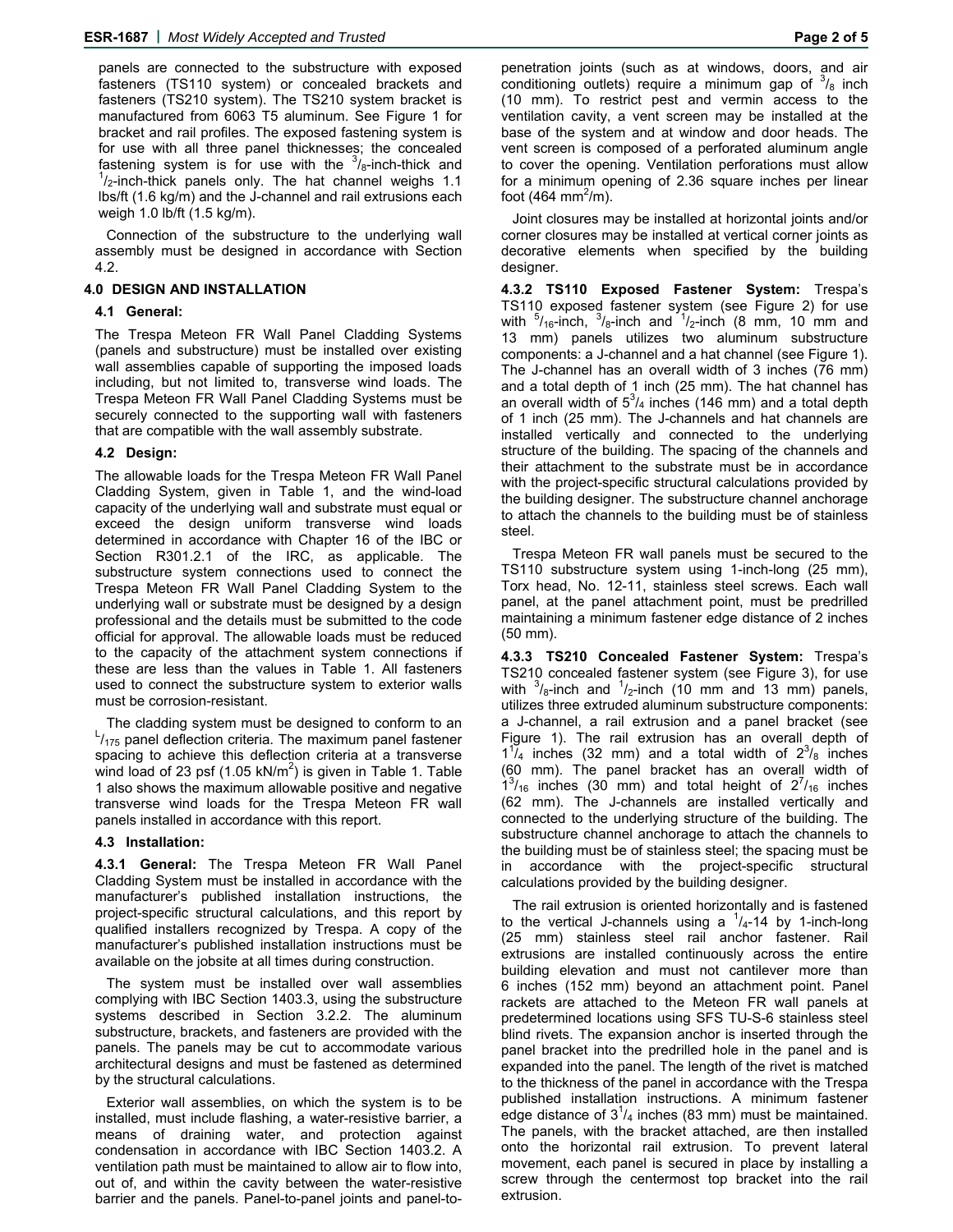panels are connected to the substructure with exposed fasteners (TS110 system) or concealed brackets and fasteners (TS210 system). The TS210 system bracket is manufactured from 6063 T5 aluminum. See Figure 1 for bracket and rail profiles. The exposed fastening system is for use with all three panel thicknesses; the concealed fastening system is for use with the $^3/_8$-inch-thick and $^1/_2$-inch-thick panels only. The hat channel weighs 1.1 lbs/ft (1.6 kg/m) and the J-channel and rail extrusions each weigh 1.0 lb/ft (1.5 kg/m).

Connection of the substructure to the underlying wall assembly must be designed in accordance with Section 4.2.

## 4.0 DESIGN AND INSTALLATION

### 4.1 General:

The Trespa Meteon FR Wall Panel Cladding Systems (panels and substructure) must be installed over existing wall assemblies capable of supporting the imposed loads including, but not limited to, transverse wind loads. The Trespa Meteon FR Wall Panel Cladding Systems must be securely connected to the supporting wall with fasteners that are compatible with the wall assembly substrate.

### 4.2 Design:

The allowable loads for the Trespa Meteon FR Wall Panel Cladding System, given in Table 1, and the wind-load capacity of the underlying wall and substrate must equal or exceed the design uniform transverse wind loads determined in accordance with Chapter 16 of the IBC or Section R301.2.1 of the IRC, as applicable. The substructure system connections used to connect the Trespa Meteon FR Wall Panel Cladding System to the underlying wall or substrate must be designed by a design professional and the details must be submitted to the code official for approval. The allowable loads must be reduced to the capacity of the attachment system connections if these are less than the values in Table 1. All fasteners used to connect the substructure system to exterior walls must be corrosion-resistant.

The cladding system must be designed to conform to an $^L/_{175}$ panel deflection criteria. The maximum panel fastener spacing to achieve this deflection criteria at a transverse wind load of 23 psf (1.05 kN/m$^2$) is given in Table 1. Table 1 also shows the maximum allowable positive and negative transverse wind loads for the Trespa Meteon FR wall panels installed in accordance with this report.

### 4.3 Installation:

**4.3.1 General:** The Trespa Meteon FR Wall Panel Cladding System must be installed in accordance with the manufacturer's published installation instructions, the project-specific structural calculations, and this report by qualified installers recognized by Trespa. A copy of the manufacturer's published installation instructions must be available on the jobsite at all times during construction.

The system must be installed over wall assemblies complying with IBC Section 1403.3, using the substructure systems described in Section 3.2.2. The aluminum substructure, brackets, and fasteners are provided with the panels. The panels may be cut to accommodate various architectural designs and must be fastened as determined by the structural calculations.

Exterior wall assemblies, on which the system is to be installed, must include flashing, a water-resistive barrier, a means of draining water, and protection against condensation in accordance with IBC Section 1403.2. A ventilation path must be maintained to allow air to flow into, out of, and within the cavity between the water-resistive barrier and the panels. Panel-to-panel joints and panel-to-penetration joints (such as at windows, doors, and air conditioning outlets) require a minimum gap of $^3/_8$ inch (10 mm). To restrict pest and vermin access to the ventilation cavity, a vent screen may be installed at the base of the system and at window and door heads. The vent screen is composed of a perforated aluminum angle to cover the opening. Ventilation perforations must allow for a minimum opening of 2.36 square inches per linear foot (464 mm$^2$/m).

Joint closures may be installed at horizontal joints and/or corner closures may be installed at vertical corner joints as decorative elements when specified by the building designer.

**4.3.2 TS110 Exposed Fastener System:** Trespa's TS110 exposed fastener system (see Figure 2) for use with $^5/_{16}$-inch, $^3/_8$-inch and $^1/_2$-inch (8 mm, 10 mm and 13 mm) panels utilizes two aluminum substructure components: a J-channel and a hat channel (see Figure 1). The J-channel has an overall width of 3 inches (76 mm) and a total depth of 1 inch (25 mm). The hat channel has an overall width of $5^3/_4$ inches (146 mm) and a total depth of 1 inch (25 mm). The J-channels and hat channels are installed vertically and connected to the underlying structure of the building. The spacing of the channels and their attachment to the substrate must be in accordance with the project-specific structural calculations provided by the building designer. The substructure channel anchorage to attach the channels to the building must be of stainless steel.

Trespa Meteon FR wall panels must be secured to the TS110 substructure system using 1-inch-long (25 mm), Torx head, No. 12-11, stainless steel screws. Each wall panel, at the panel attachment point, must be predrilled maintaining a minimum fastener edge distance of 2 inches (50 mm).

**4.3.3 TS210 Concealed Fastener System:** Trespa's TS210 concealed fastener system (see Figure 3), for use with $^3/_8$-inch and $^1/_2$-inch (10 mm and 13 mm) panels, utilizes three extruded aluminum substructure components: a J-channel, a rail extrusion and a panel bracket (see Figure 1). The rail extrusion has an overall depth of $1^1/_4$ inches (32 mm) and a total width of $2^3/_8$ inches (60 mm). The panel bracket has an overall width of $1^3/_{16}$ inches (30 mm) and total height of $2^7/_{16}$ inches (62 mm). The J-channels are installed vertically and connected to the underlying structure of the building. The substructure channel anchorage to attach the channels to the building must be of stainless steel; the spacing must be in accordance with the project-specific structural calculations provided by the building designer.

The rail extrusion is oriented horizontally and is fastened to the vertical J-channels using a $^1/_4$-14 by 1-inch-long (25 mm) stainless steel rail anchor fastener. Rail extrusions are installed continuously across the entire building elevation and must not cantilever more than 6 inches (152 mm) beyond an attachment point. Panel rackets are attached to the Meteon FR wall panels at predetermined locations using SFS TU-S-6 stainless steel blind rivets. The expansion anchor is inserted through the panel bracket into the predrilled hole in the panel and is expanded into the panel. The length of the rivet is matched to the thickness of the panel in accordance with the Trespa published installation instructions. A minimum fastener edge distance of $3^1/_4$ inches (83 mm) must be maintained. The panels, with the bracket attached, are then installed onto the horizontal rail extrusion. To prevent lateral movement, each panel is secured in place by installing a screw through the centermost top bracket into the rail extrusion.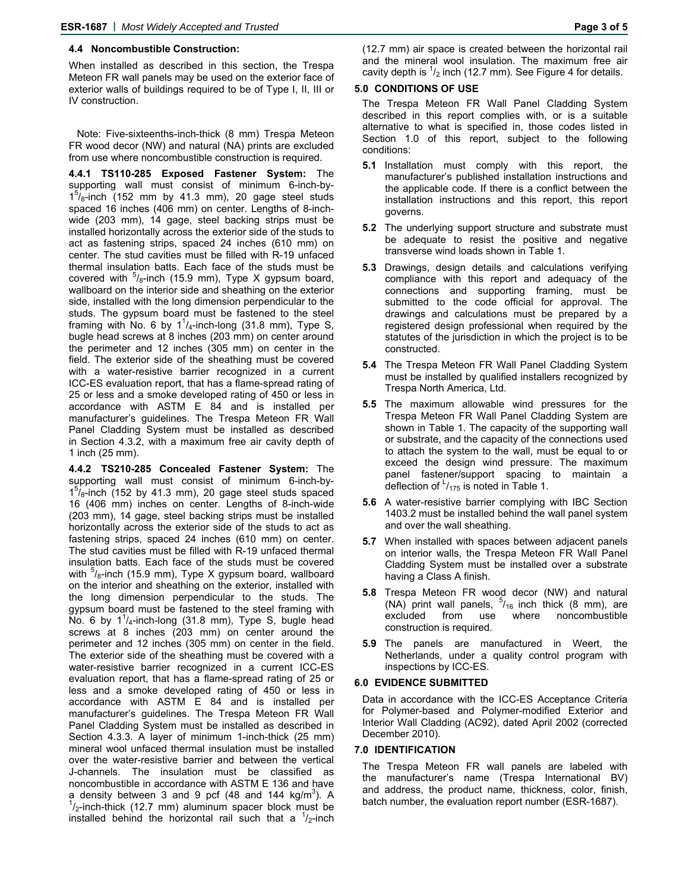### 4.4 Noncombustible Construction:

When installed as described in this section, the Trespa Meteon FR wall panels may be used on the exterior face of exterior walls of buildings required to be of Type I, II, III or IV construction.

Note: Five-sixteenths-inch-thick (8 mm) Trespa Meteon FR wood decor (NW) and natural (NA) prints are excluded from use where noncombustible construction is required.

**4.4.1 TS110-285 Exposed Fastener System:** The supporting wall must consist of minimum 6-inch-by-$1^5/_8$-inch (152 mm by 41.3 mm), 20 gage steel studs spaced 16 inches (406 mm) on center. Lengths of 8-inch-wide (203 mm), 14 gage, steel backing strips must be installed horizontally across the exterior side of the studs to act as fastening strips, spaced 24 inches (610 mm) on center. The stud cavities must be filled with R-19 unfaced thermal insulation batts. Each face of the studs must be covered with $^5/_8$-inch (15.9 mm), Type X gypsum board, wallboard on the interior side and sheathing on the exterior side, installed with the long dimension perpendicular to the studs. The gypsum board must be fastened to the steel framing with No. 6 by $1^1/_4$-inch-long (31.8 mm), Type S, bugle head screws at 8 inches (203 mm) on center around the perimeter and 12 inches (305 mm) on center in the field. The exterior side of the sheathing must be covered with a water-resistive barrier recognized in a current ICC-ES evaluation report, that has a flame-spread rating of 25 or less and a smoke developed rating of 450 or less in accordance with ASTM E 84 and is installed per manufacturer's guidelines. The Trespa Meteon FR Wall Panel Cladding System must be installed as described in Section 4.3.2, with a maximum free air cavity depth of 1 inch (25 mm).

**4.4.2 TS210-285 Concealed Fastener System:** The supporting wall must consist of minimum 6-inch-by-$1^5/_8$-inch (152 by 41.3 mm), 20 gage steel studs spaced 16 (406 mm) inches on center. Lengths of 8-inch-wide (203 mm), 14 gage, steel backing strips must be installed horizontally across the exterior side of the studs to act as fastening strips, spaced 24 inches (610 mm) on center. The stud cavities must be filled with R-19 unfaced thermal insulation batts. Each face of the studs must be covered with $^5/_8$-inch (15.9 mm), Type X gypsum board, wallboard on the interior and sheathing on the exterior, installed with the long dimension perpendicular to the studs. The gypsum board must be fastened to the steel framing with No. 6 by $1^1/_4$-inch-long (31.8 mm), Type S, bugle head screws at 8 inches (203 mm) on center around the perimeter and 12 inches (305 mm) on center in the field. The exterior side of the sheathing must be covered with a water-resistive barrier recognized in a current ICC-ES evaluation report, that has a flame-spread rating of 25 or less and a smoke developed rating of 450 or less in accordance with ASTM E 84 and is installed per manufacturer's guidelines. The Trespa Meteon FR Wall Panel Cladding System must be installed as described in Section 4.3.3. A layer of minimum 1-inch-thick (25 mm) mineral wool unfaced thermal insulation must be installed over the water-resistive barrier and between the vertical J-channels. The insulation must be classified as noncombustible in accordance with ASTM E 136 and have a density between 3 and 9 pcf (48 and 144 kg/m$^3$). A $^1/_2$-inch-thick (12.7 mm) aluminum spacer block must be installed behind the horizontal rail such that a $^1/_2$-inch (12.7 mm) air space is created between the horizontal rail and the mineral wool insulation. The maximum free air cavity depth is $^1/_2$ inch (12.7 mm). See Figure 4 for details.

## 5.0 CONDITIONS OF USE

The Trespa Meteon FR Wall Panel Cladding System described in this report complies with, or is a suitable alternative to what is specified in, those codes listed in Section 1.0 of this report, subject to the following conditions:

**5.1** Installation must comply with this report, the manufacturer's published installation instructions and the applicable code. If there is a conflict between the installation instructions and this report, this report governs.

**5.2** The underlying support structure and substrate must be adequate to resist the positive and negative transverse wind loads shown in Table 1.

**5.3** Drawings, design details and calculations verifying compliance with this report and adequacy of the connections and supporting framing, must be submitted to the code official for approval. The drawings and calculations must be prepared by a registered design professional when required by the statutes of the jurisdiction in which the project is to be constructed.

**5.4** The Trespa Meteon FR Wall Panel Cladding System must be installed by qualified installers recognized by Trespa North America, Ltd.

**5.5** The maximum allowable wind pressures for the Trespa Meteon FR Wall Panel Cladding System are shown in Table 1. The capacity of the supporting wall or substrate, and the capacity of the connections used to attach the system to the wall, must be equal to or exceed the design wind pressure. The maximum panel fastener/support spacing to maintain a deflection of $^L/_{175}$ is noted in Table 1.

**5.6** A water-resistive barrier complying with IBC Section 1403.2 must be installed behind the wall panel system and over the wall sheathing.

**5.7** When installed with spaces between adjacent panels on interior walls, the Trespa Meteon FR Wall Panel Cladding System must be installed over a substrate having a Class A finish.

**5.8** Trespa Meteon FR wood decor (NW) and natural (NA) print wall panels, $^5/_{16}$ inch thick (8 mm), are excluded from use where noncombustible construction is required.

**5.9** The panels are manufactured in Weert, the Netherlands, under a quality control program with inspections by ICC-ES.

## 6.0 EVIDENCE SUBMITTED

Data in accordance with the ICC-ES Acceptance Criteria for Polymer-based and Polymer-modified Exterior and Interior Wall Cladding (AC92), dated April 2002 (corrected December 2010).

## 7.0 IDENTIFICATION

The Trespa Meteon FR wall panels are labeled with the manufacturer's name (Trespa International BV) and address, the product name, thickness, color, finish, batch number, the evaluation report number (ESR-1687).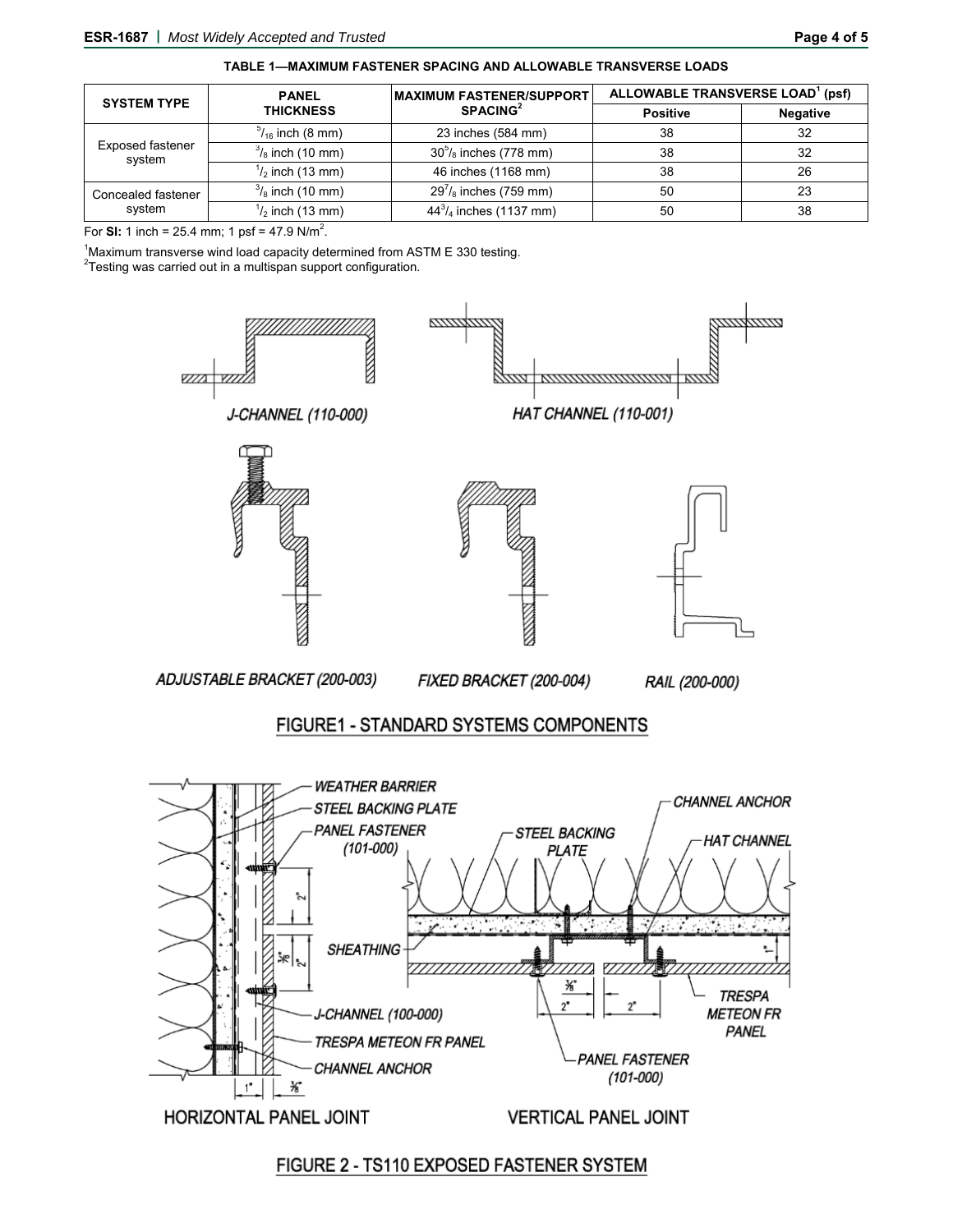**TABLE 1—MAXIMUM FASTENER SPACING AND ALLOWABLE TRANSVERSE LOADS**

| SYSTEM TYPE | PANEL THICKNESS | MAXIMUM FASTENER/SUPPORT SPACING[2] | ALLOWABLE TRANSVERSE LOAD[1] (psf) | |
|---|---|---|---|---|
| | | | Positive | Negative |
| Exposed fastener system | $^5/_{16}$ inch (8 mm) | 23 inches (584 mm) | 38 | 32 |
| | $^3/_8$ inch (10 mm) | $30^5/_8$ inches (778 mm) | 38 | 32 |
| | $^1/_2$ inch (13 mm) | 46 inches (1168 mm) | 38 | 26 |
| Concealed fastener system | $^3/_8$ inch (10 mm) | $29^7/_8$ inches (759 mm) | 50 | 23 |
| | $^1/_2$ inch (13 mm) | $44^3/_4$ inches (1137 mm) | 50 | 38 |

For **SI:** 1 inch = 25.4 mm; 1 psf = 47.9 N/m$^2$.

[1]Maximum transverse wind load capacity determined from ASTM E 330 testing.
[2]Testing was carried out in a multispan support configuration.

J-CHANNEL (110-000) HAT CHANNEL (110-001)

ADJUSTABLE BRACKET (200-003) FIXED BRACKET (200-004) RAIL (200-000)

FIGURE1 - STANDARD SYSTEMS COMPONENTS

WEATHER BARRIER, STEEL BACKING PLATE, PANEL FASTENER (101-000), SHEATHING, J-CHANNEL (100-000), TRESPA METEON FR PANEL, CHANNEL ANCHOR, HAT CHANNEL, TRESPA METEON FR PANEL

HORIZONTAL PANEL JOINT VERTICAL PANEL JOINT

FIGURE 2 - TS110 EXPOSED FASTENER SYSTEM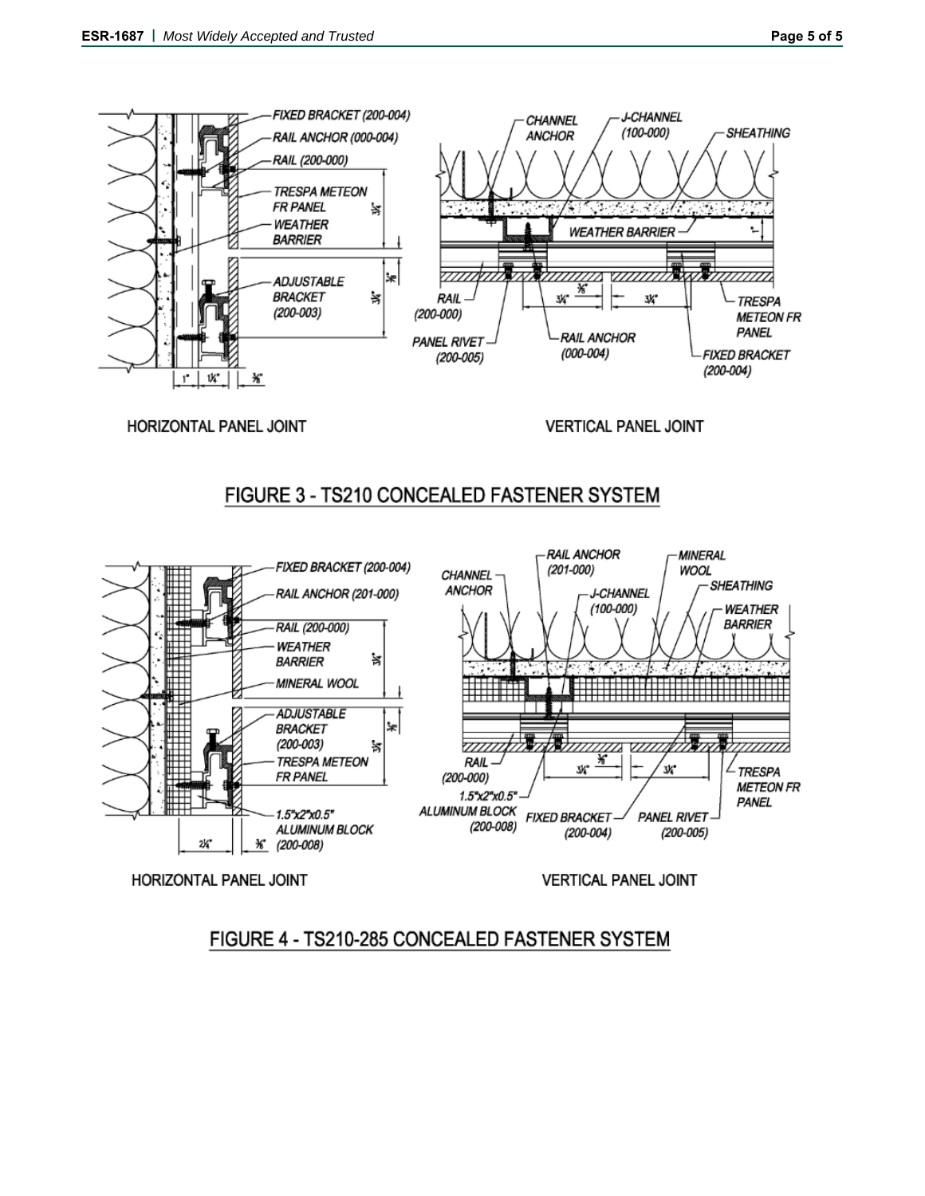FIXED BRACKET (200-004)
RAIL ANCHOR (000-004)
RAIL (200-000)
TRESPA METEON FR PANEL
WEATHER BARRIER
ADJUSTABLE BRACKET (200-003)
3/4"
3/8"
3/4"
1"
1 1/4"
3/8"

HORIZONTAL PANEL JOINT

CHANNEL ANCHOR
J-CHANNEL (100-000)
SHEATHING
WEATHER BARRIER
1"
RAIL (200-000)
PANEL RIVET (200-005)
3/8"
3/4"
3/4"
RAIL ANCHOR (000-004)
TRESPA METEON FR PANEL
FIXED BRACKET (200-004)

VERTICAL PANEL JOINT

FIGURE 3 - TS210 CONCEALED FASTENER SYSTEM

FIXED BRACKET (200-004)
RAIL ANCHOR (201-000)
RAIL (200-000)
WEATHER BARRIER
MINERAL WOOL
ADJUSTABLE BRACKET (200-003)
TRESPA METEON FR PANEL
1.5"x2"x0.5" ALUMINUM BLOCK (200-008)
3/4"
3/8"
3/4"
2 1/4"
3/8"

HORIZONTAL PANEL JOINT

RAIL ANCHOR (201-000)
MINERAL WOOL
CHANNEL ANCHOR
J-CHANNEL (100-000)
SHEATHING
WEATHER BARRIER
RAIL (200-000)
1.5"x2"x0.5" ALUMINUM BLOCK (200-008)
3/8"
3/4"
3/4"
FIXED BRACKET (200-004)
PANEL RIVET (200-005)
TRESPA METEON PANEL

VERTICAL PANEL JOINT

FIGURE 4 - TS210-285 CONCEALED FASTENER SYSTEM